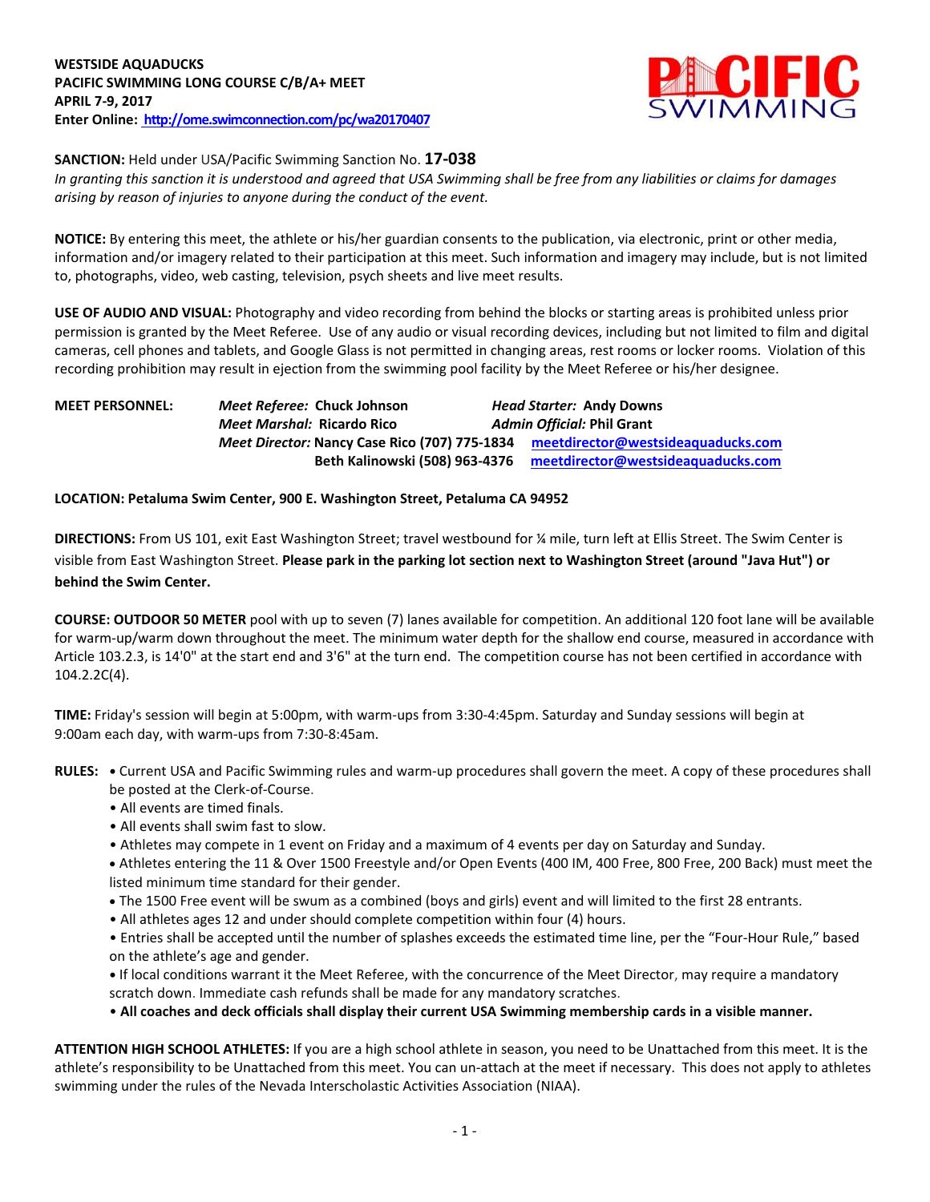**WESTSIDE AQUADUCKS**
**PACIFIC SWIMMING LONG COURSE C/B/A+ MEET**
**APRIL 7-9, 2017**
**Enter Online: [http://ome.swimconnection.com/pc/wa20170407](http://ome.swimconnection.com/pc/wa20170407)**

**SANCTION:** Held under USA/Pacific Swimming Sanction No. **17-038**
*In granting this sanction it is understood and agreed that USA Swimming shall be free from any liabilities or claims for damages arising by reason of injuries to anyone during the conduct of the event.*

**NOTICE:** By entering this meet, the athlete or his/her guardian consents to the publication, via electronic, print or other media, information and/or imagery related to their participation at this meet. Such information and imagery may include, but is not limited to, photographs, video, web casting, television, psych sheets and live meet results.

**USE OF AUDIO AND VISUAL:** Photography and video recording from behind the blocks or starting areas is prohibited unless prior permission is granted by the Meet Referee. Use of any audio or visual recording devices, including but not limited to film and digital cameras, cell phones and tablets, and Google Glass is not permitted in changing areas, rest rooms or locker rooms. Violation of this recording prohibition may result in ejection from the swimming pool facility by the Meet Referee or his/her designee.

**MEET PERSONNEL:**

*Meet Referee:* **Chuck Johnson** — *Head Starter:* **Andy Downs**
*Meet Marshal:* **Ricardo Rico** — *Admin Official:* **Phil Grant**
*Meet Director:* **Nancy Case Rico (707) 775-1834** [meetdirector@westsideaquaducks.com](mailto:meetdirector@westsideaquaducks.com)
**Beth Kalinowski (508) 963-4376** [meetdirector@westsideaquaducks.com](mailto:meetdirector@westsideaquaducks.com)

**LOCATION: Petaluma Swim Center, 900 E. Washington Street, Petaluma CA 94952**

**DIRECTIONS:** From US 101, exit East Washington Street; travel westbound for ¼ mile, turn left at Ellis Street. The Swim Center is visible from East Washington Street. **Please park in the parking lot section next to Washington Street (around "Java Hut") or behind the Swim Center.**

**COURSE: OUTDOOR 50 METER** pool with up to seven (7) lanes available for competition. An additional 120 foot lane will be available for warm-up/warm down throughout the meet. The minimum water depth for the shallow end course, measured in accordance with Article 103.2.3, is 14'0" at the start end and 3'6" at the turn end. The competition course has not been certified in accordance with 104.2.2C(4).

**TIME:** Friday's session will begin at 5:00pm, with warm-ups from 3:30-4:45pm. Saturday and Sunday sessions will begin at 9:00am each day, with warm-ups from 7:30-8:45am.

**RULES:**

- Current USA and Pacific Swimming rules and warm-up procedures shall govern the meet. A copy of these procedures shall be posted at the Clerk-of-Course.
- All events are timed finals.
- All events shall swim fast to slow.
- Athletes may compete in 1 event on Friday and a maximum of 4 events per day on Saturday and Sunday.
- Athletes entering the 11 & Over 1500 Freestyle and/or Open Events (400 IM, 400 Free, 800 Free, 200 Back) must meet the listed minimum time standard for their gender.
- The 1500 Free event will be swum as a combined (boys and girls) event and will limited to the first 28 entrants.
- All athletes ages 12 and under should complete competition within four (4) hours.
- Entries shall be accepted until the number of splashes exceeds the estimated time line, per the "Four-Hour Rule," based on the athlete's age and gender.
- If local conditions warrant it the Meet Referee, with the concurrence of the Meet Director, may require a mandatory scratch down. Immediate cash refunds shall be made for any mandatory scratches.
- **All coaches and deck officials shall display their current USA Swimming membership cards in a visible manner.**

**ATTENTION HIGH SCHOOL ATHLETES:** If you are a high school athlete in season, you need to be Unattached from this meet. It is the athlete's responsibility to be Unattached from this meet. You can un-attach at the meet if necessary. This does not apply to athletes swimming under the rules of the Nevada Interscholastic Activities Association (NIAA).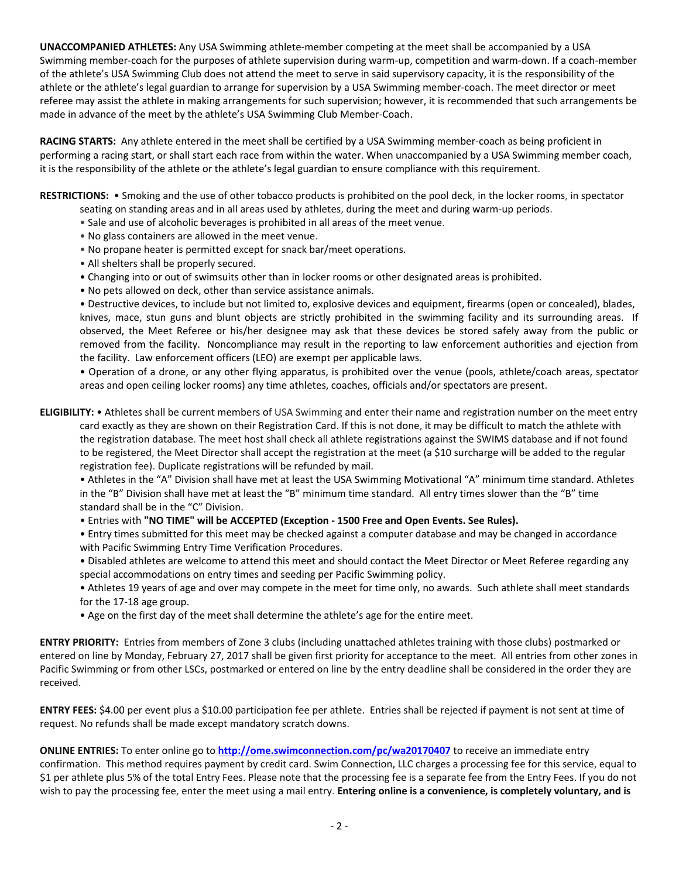**UNACCOMPANIED ATHLETES:** Any USA Swimming athlete-member competing at the meet shall be accompanied by a USA Swimming member-coach for the purposes of athlete supervision during warm-up, competition and warm-down. If a coach-member of the athlete's USA Swimming Club does not attend the meet to serve in said supervisory capacity, it is the responsibility of the athlete or the athlete's legal guardian to arrange for supervision by a USA Swimming member-coach. The meet director or meet referee may assist the athlete in making arrangements for such supervision; however, it is recommended that such arrangements be made in advance of the meet by the athlete's USA Swimming Club Member-Coach.

**RACING STARTS:** Any athlete entered in the meet shall be certified by a USA Swimming member-coach as being proficient in performing a racing start, or shall start each race from within the water. When unaccompanied by a USA Swimming member coach, it is the responsibility of the athlete or the athlete's legal guardian to ensure compliance with this requirement.

**RESTRICTIONS:**

- Smoking and the use of other tobacco products is prohibited on the pool deck, in the locker rooms, in spectator seating on standing areas and in all areas used by athletes, during the meet and during warm-up periods.
- Sale and use of alcoholic beverages is prohibited in all areas of the meet venue.
- No glass containers are allowed in the meet venue.
- No propane heater is permitted except for snack bar/meet operations.
- All shelters shall be properly secured.
- Changing into or out of swimsuits other than in locker rooms or other designated areas is prohibited.
- No pets allowed on deck, other than service assistance animals.
- Destructive devices, to include but not limited to, explosive devices and equipment, firearms (open or concealed), blades, knives, mace, stun guns and blunt objects are strictly prohibited in the swimming facility and its surrounding areas. If observed, the Meet Referee or his/her designee may ask that these devices be stored safely away from the public or removed from the facility. Noncompliance may result in the reporting to law enforcement authorities and ejection from the facility. Law enforcement officers (LEO) are exempt per applicable laws.
- Operation of a drone, or any other flying apparatus, is prohibited over the venue (pools, athlete/coach areas, spectator areas and open ceiling locker rooms) any time athletes, coaches, officials and/or spectators are present.

**ELIGIBILITY:**

- Athletes shall be current members of USA Swimming and enter their name and registration number on the meet entry card exactly as they are shown on their Registration Card. If this is not done, it may be difficult to match the athlete with the registration database. The meet host shall check all athlete registrations against the SWIMS database and if not found to be registered, the Meet Director shall accept the registration at the meet (a $10 surcharge will be added to the regular registration fee). Duplicate registrations will be refunded by mail.
- Athletes in the "A" Division shall have met at least the USA Swimming Motivational "A" minimum time standard. Athletes in the "B" Division shall have met at least the "B" minimum time standard. All entry times slower than the "B" time standard shall be in the "C" Division.
- Entries with **"NO TIME" will be ACCEPTED (Exception - 1500 Free and Open Events. See Rules).**
- Entry times submitted for this meet may be checked against a computer database and may be changed in accordance with Pacific Swimming Entry Time Verification Procedures.
- Disabled athletes are welcome to attend this meet and should contact the Meet Director or Meet Referee regarding any special accommodations on entry times and seeding per Pacific Swimming policy.
- Athletes 19 years of age and over may compete in the meet for time only, no awards. Such athlete shall meet standards for the 17-18 age group.
- Age on the first day of the meet shall determine the athlete's age for the entire meet.

**ENTRY PRIORITY:** Entries from members of Zone 3 clubs (including unattached athletes training with those clubs) postmarked or entered on line by Monday, February 27, 2017 shall be given first priority for acceptance to the meet. All entries from other zones in Pacific Swimming or from other LSCs, postmarked or entered on line by the entry deadline shall be considered in the order they are received.

**ENTRY FEES:** $4.00 per event plus a $10.00 participation fee per athlete. Entries shall be rejected if payment is not sent at time of request. No refunds shall be made except mandatory scratch downs.

**ONLINE ENTRIES:** To enter online go to **http://ome.swimconnection.com/pc/wa20170407** to receive an immediate entry confirmation. This method requires payment by credit card. Swim Connection, LLC charges a processing fee for this service, equal to $1 per athlete plus 5% of the total Entry Fees. Please note that the processing fee is a separate fee from the Entry Fees. If you do not wish to pay the processing fee, enter the meet using a mail entry. **Entering online is a convenience, is completely voluntary, and is**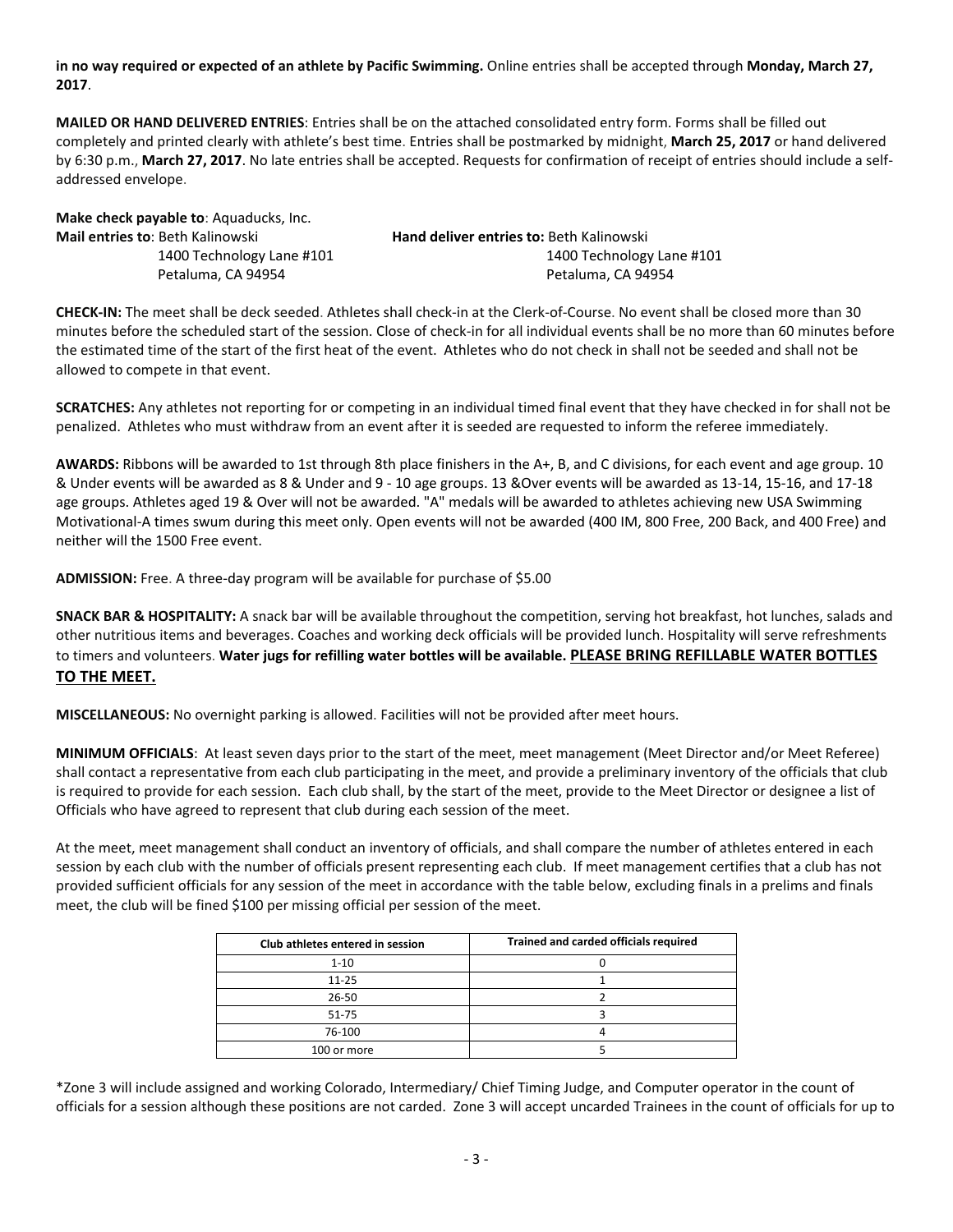**in no way required or expected of an athlete by Pacific Swimming.** Online entries shall be accepted through **Monday, March 27, 2017**.

**MAILED OR HAND DELIVERED ENTRIES**: Entries shall be on the attached consolidated entry form. Forms shall be filled out completely and printed clearly with athlete's best time. Entries shall be postmarked by midnight, **March 25, 2017** or hand delivered by 6:30 p.m., **March 27, 2017**. No late entries shall be accepted. Requests for confirmation of receipt of entries should include a self-addressed envelope.

**Make check payable to**: Aquaducks, Inc.

**Mail entries to**: Beth Kalinowski
1400 Technology Lane #101
Petaluma, CA 94954

**Hand deliver entries to:** Beth Kalinowski
1400 Technology Lane #101
Petaluma, CA 94954

**CHECK-IN:** The meet shall be deck seeded. Athletes shall check-in at the Clerk-of-Course. No event shall be closed more than 30 minutes before the scheduled start of the session. Close of check-in for all individual events shall be no more than 60 minutes before the estimated time of the start of the first heat of the event. Athletes who do not check in shall not be seeded and shall not be allowed to compete in that event.

**SCRATCHES:** Any athletes not reporting for or competing in an individual timed final event that they have checked in for shall not be penalized. Athletes who must withdraw from an event after it is seeded are requested to inform the referee immediately.

**AWARDS:** Ribbons will be awarded to 1st through 8th place finishers in the A+, B, and C divisions, for each event and age group. 10 & Under events will be awarded as 8 & Under and 9 - 10 age groups. 13 &Over events will be awarded as 13-14, 15-16, and 17-18 age groups. Athletes aged 19 & Over will not be awarded. "A" medals will be awarded to athletes achieving new USA Swimming Motivational-A times swum during this meet only. Open events will not be awarded (400 IM, 800 Free, 200 Back, and 400 Free) and neither will the 1500 Free event.

**ADMISSION:** Free. A three-day program will be available for purchase of $5.00

**SNACK BAR & HOSPITALITY:** A snack bar will be available throughout the competition, serving hot breakfast, hot lunches, salads and other nutritious items and beverages. Coaches and working deck officials will be provided lunch. Hospitality will serve refreshments to timers and volunteers. **Water jugs for refilling water bottles will be available. <u>PLEASE BRING REFILLABLE WATER BOTTLES TO THE MEET.</u>**

**MISCELLANEOUS:** No overnight parking is allowed. Facilities will not be provided after meet hours.

**MINIMUM OFFICIALS**: At least seven days prior to the start of the meet, meet management (Meet Director and/or Meet Referee) shall contact a representative from each club participating in the meet, and provide a preliminary inventory of the officials that club is required to provide for each session. Each club shall, by the start of the meet, provide to the Meet Director or designee a list of Officials who have agreed to represent that club during each session of the meet.

At the meet, meet management shall conduct an inventory of officials, and shall compare the number of athletes entered in each session by each club with the number of officials present representing each club. If meet management certifies that a club has not provided sufficient officials for any session of the meet in accordance with the table below, excluding finals in a prelims and finals meet, the club will be fined $100 per missing official per session of the meet.

| Club athletes entered in session | Trained and carded officials required |
|---|---|
| 1-10 | 0 |
| 11-25 | 1 |
| 26-50 | 2 |
| 51-75 | 3 |
| 76-100 | 4 |
| 100 or more | 5 |

*Zone 3 will include assigned and working Colorado, Intermediary/ Chief Timing Judge, and Computer operator in the count of officials for a session although these positions are not carded. Zone 3 will accept uncarded Trainees in the count of officials for up to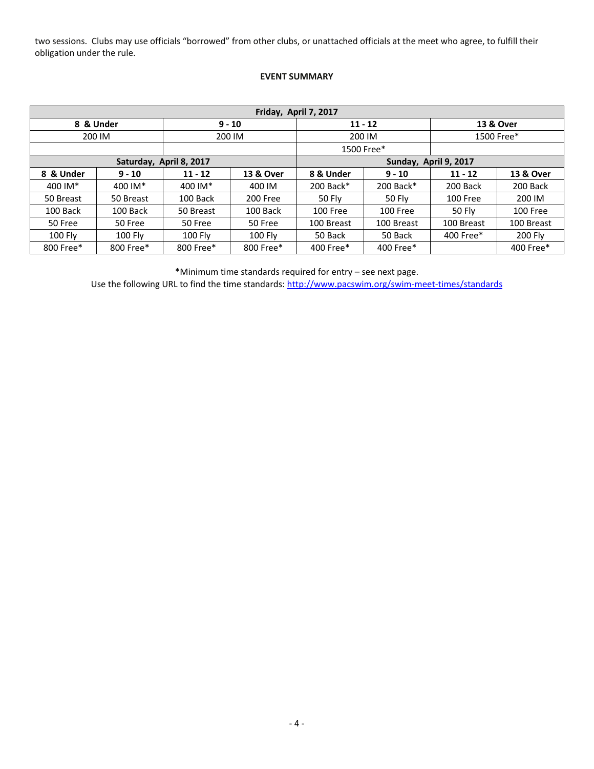two sessions. Clubs may use officials "borrowed" from other clubs, or unattached officials at the meet who agree, to fulfill their obligation under the rule.

**EVENT SUMMARY**

| **Friday, April 7, 2017** | | | | | | | |
|---|---|---|---|---|---|---|---|
| **8 & Under** | | **9 - 10** | | **11 - 12** | | **13 & Over** | |
| 200 IM | | 200 IM | | 200 IM | | 1500 Free* | |
| | | | | 1500 Free* | | | |
| **Saturday, April 8, 2017** | | | | **Sunday, April 9, 2017** | | | |
| **8 & Under** | **9 - 10** | **11 - 12** | **13 & Over** | **8 & Under** | **9 - 10** | **11 - 12** | **13 & Over** |
| 400 IM* | 400 IM* | 400 IM* | 400 IM | 200 Back* | 200 Back* | 200 Back | 200 Back |
| 50 Breast | 50 Breast | 100 Back | 200 Free | 50 Fly | 50 Fly | 100 Free | 200 IM |
| 100 Back | 100 Back | 50 Breast | 100 Back | 100 Free | 100 Free | 50 Fly | 100 Free |
| 50 Free | 50 Free | 50 Free | 50 Free | 100 Breast | 100 Breast | 100 Breast | 100 Breast |
| 100 Fly | 100 Fly | 100 Fly | 100 Fly | 50 Back | 50 Back | 400 Free* | 200 Fly |
| 800 Free* | 800 Free* | 800 Free* | 800 Free* | 400 Free* | 400 Free* | | 400 Free* |

*Minimum time standards required for entry – see next page.
Use the following URL to find the time standards: http://www.pacswim.org/swim-meet-times/standards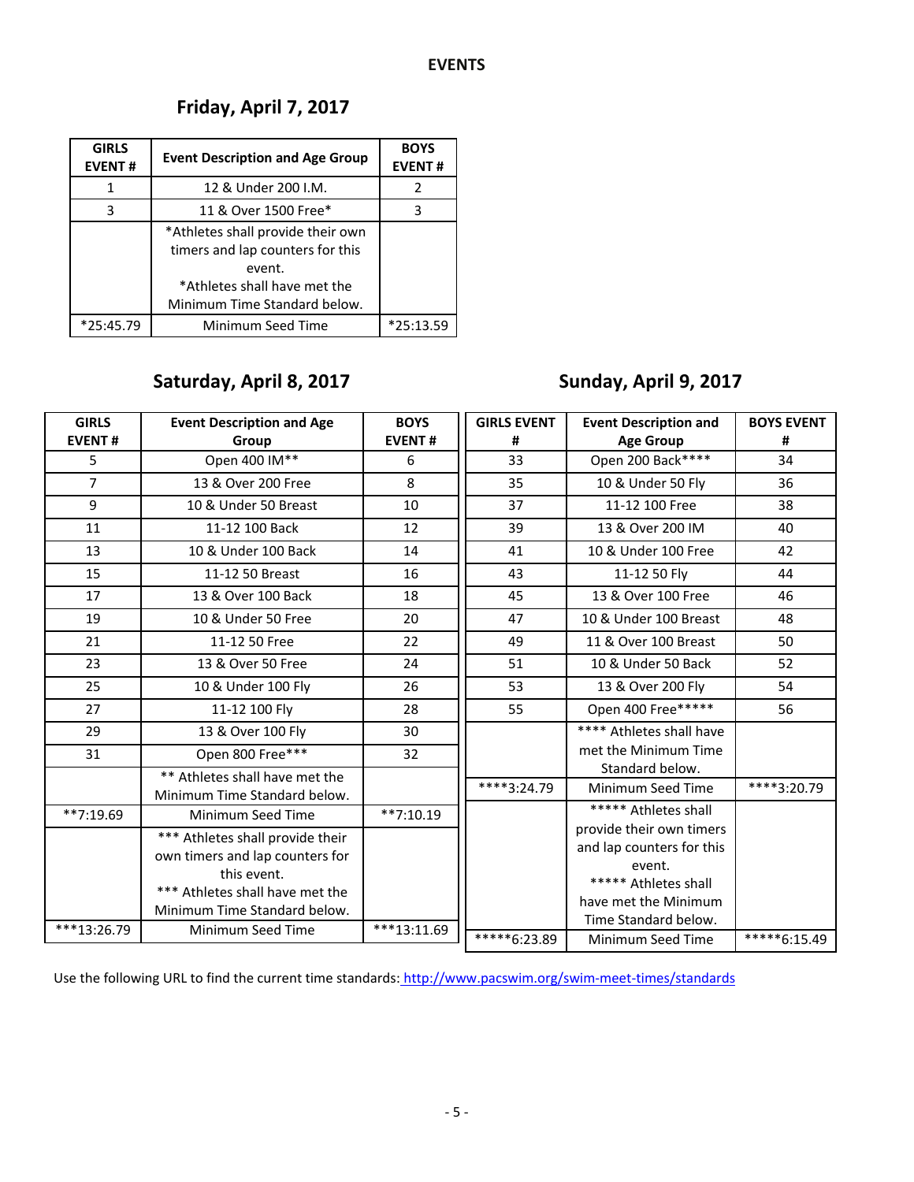# EVENTS

## Friday, April 7, 2017

| GIRLS EVENT # | Event Description and Age Group | BOYS EVENT # |
|---|---|---|
| 1 | 12 & Under 200 I.M. | 2 |
| 3 | 11 & Over 1500 Free* | 3 |
| | *Athletes shall provide their own timers and lap counters for this event. *Athletes shall have met the Minimum Time Standard below. | |
| *25:45.79 | Minimum Seed Time | *25:13.59 |

## Saturday, April 8, 2017

| GIRLS EVENT # | Event Description and Age Group | BOYS EVENT # |
|---|---|---|
| 5 | Open 400 IM** | 6 |
| 7 | 13 & Over 200 Free | 8 |
| 9 | 10 & Under 50 Breast | 10 |
| 11 | 11-12 100 Back | 12 |
| 13 | 10 & Under 100 Back | 14 |
| 15 | 11-12 50 Breast | 16 |
| 17 | 13 & Over 100 Back | 18 |
| 19 | 10 & Under 50 Free | 20 |
| 21 | 11-12 50 Free | 22 |
| 23 | 13 & Over 50 Free | 24 |
| 25 | 10 & Under 100 Fly | 26 |
| 27 | 11-12 100 Fly | 28 |
| 29 | 13 & Over 100 Fly | 30 |
| 31 | Open 800 Free*** | 32 |
| | ** Athletes shall have met the Minimum Time Standard below. | |
| **7:19.69 | Minimum Seed Time | **7:10.19 |
| | *** Athletes shall provide their own timers and lap counters for this event. *** Athletes shall have met the Minimum Time Standard below. | |
| ***13:26.79 | Minimum Seed Time | ***13:11.69 |

## Sunday, April 9, 2017

| GIRLS EVENT # | Event Description and Age Group | BOYS EVENT # |
|---|---|---|
| 33 | Open 200 Back**** | 34 |
| 35 | 10 & Under 50 Fly | 36 |
| 37 | 11-12 100 Free | 38 |
| 39 | 13 & Over 200 IM | 40 |
| 41 | 10 & Under 100 Free | 42 |
| 43 | 11-12 50 Fly | 44 |
| 45 | 13 & Over 100 Free | 46 |
| 47 | 10 & Under 100 Breast | 48 |
| 49 | 11 & Over 100 Breast | 50 |
| 51 | 10 & Under 50 Back | 52 |
| 53 | 13 & Over 200 Fly | 54 |
| 55 | Open 400 Free***** | 56 |
| | **** Athletes shall have met the Minimum Time Standard below. | |
| ****3:24.79 | Minimum Seed Time | ****3:20.79 |
| | ***** Athletes shall provide their own timers and lap counters for this event. ***** Athletes shall have met the Minimum Time Standard below. | |
| *****6:23.89 | Minimum Seed Time | *****6:15.49 |

Use the following URL to find the current time standards: http://www.pacswim.org/swim-meet-times/standards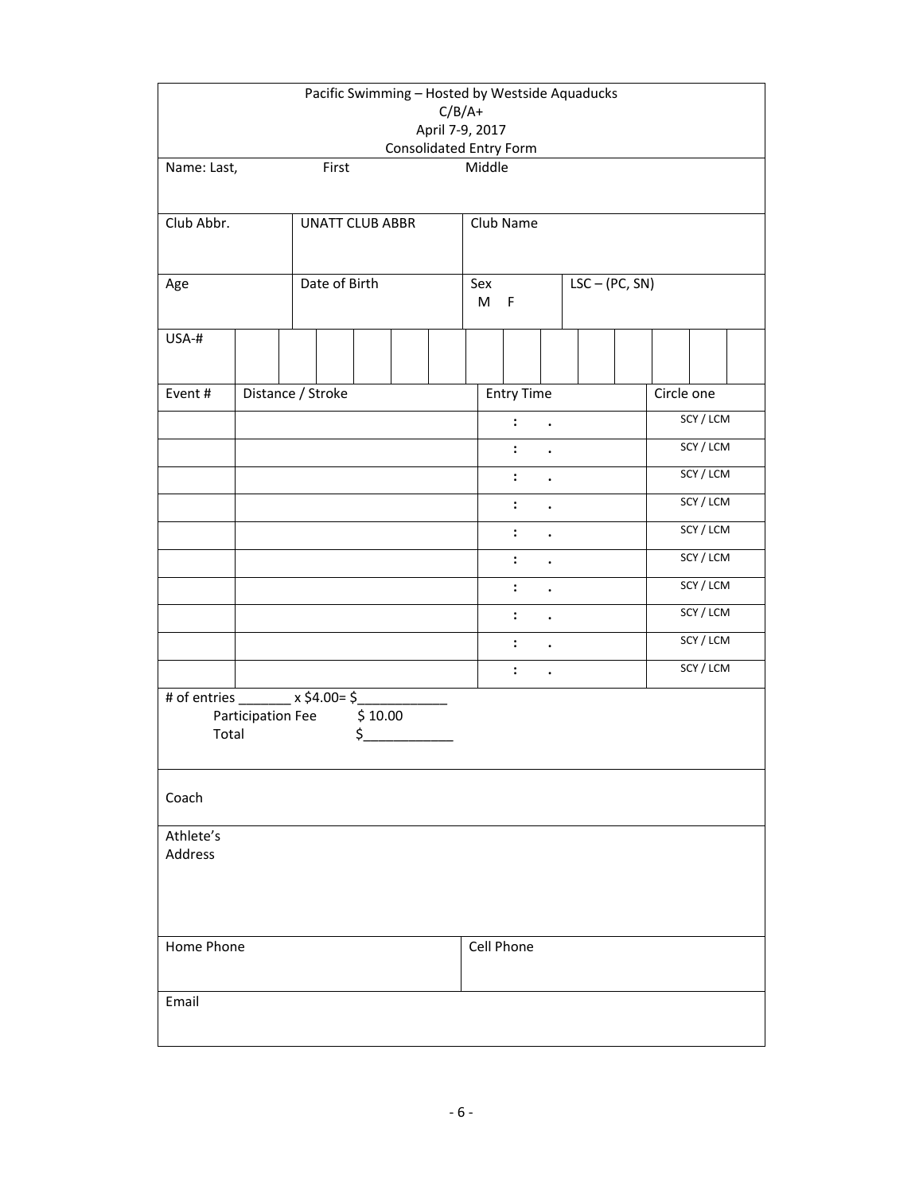Pacific Swimming – Hosted by Westside Aquaducks
C/B/A+
April 7-9, 2017
Consolidated Entry Form

| Name: Last, | First | Middle |
|---|---|---|
| | | |

| Club Abbr. | UNATT CLUB ABBR | Club Name |
|---|---|---|
| | | |

| Age | Date of Birth | Sex M F | LSC – (PC, SN) |
|---|---|---|---|
| | | | |

| USA-# | | | | | | | | | | | | | | |
|---|---|---|---|---|---|---|---|---|---|---|---|---|---|---|
| | | | | | | | | | | | | | | |

| Event # | Distance / Stroke | Entry Time | Circle one |
|---|---|---|---|
| | | : . | SCY / LCM |
| | | : . | SCY / LCM |
| | | : . | SCY / LCM |
| | | : . | SCY / LCM |
| | | : . | SCY / LCM |
| | | : . | SCY / LCM |
| | | : . | SCY / LCM |
| | | : . | SCY / LCM |
| | | : . | SCY / LCM |
| | | : . | SCY / LCM |

# of entries _______ x $4.00= $____________
Participation Fee $ 10.00
Total $____________

Coach

Athlete's Address

| Home Phone | Cell Phone |
|---|---|
| | |

Email